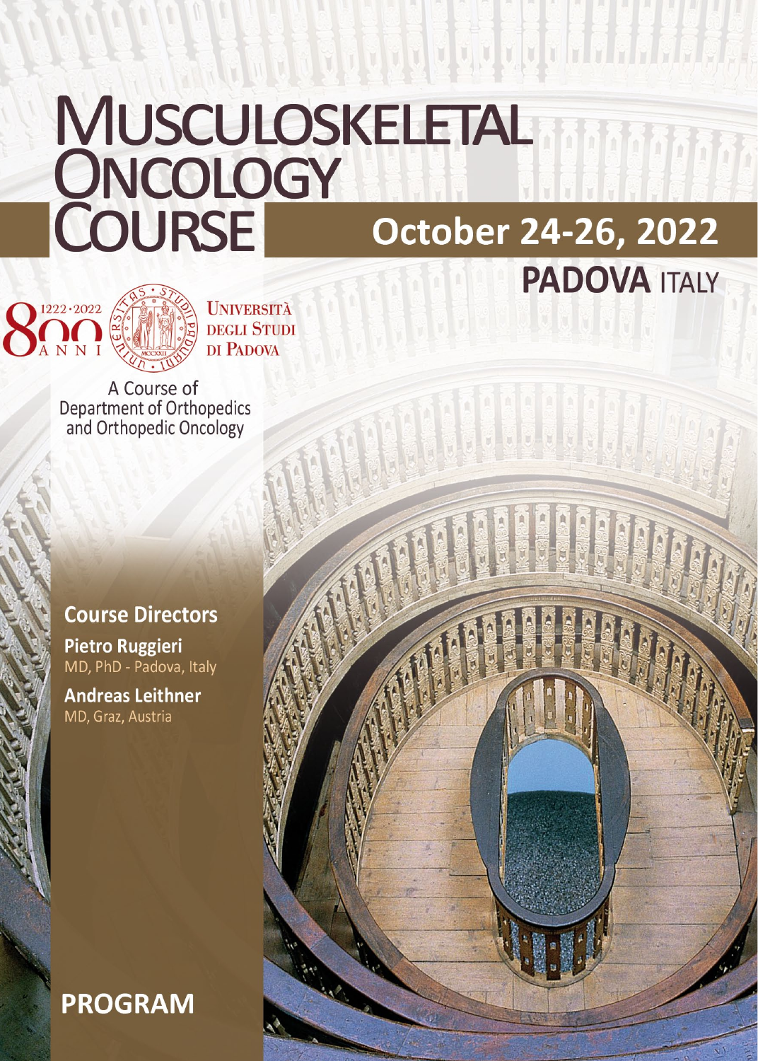# Musculoskeletal Oncology Course

## October 24-26, 2022

**PADOVA** ITALY

1222 · 2022 800 ANNI

UNIVERSITÀ DEGLI STUDI DI PADOVA

A Course of
Department of Orthopedics
and Orthopedic Oncology

### Course Directors

**Pietro Ruggieri**
MD, PhD - Padova, Italy

**Andreas Leithner**
MD, Graz, Austria

## PROGRAM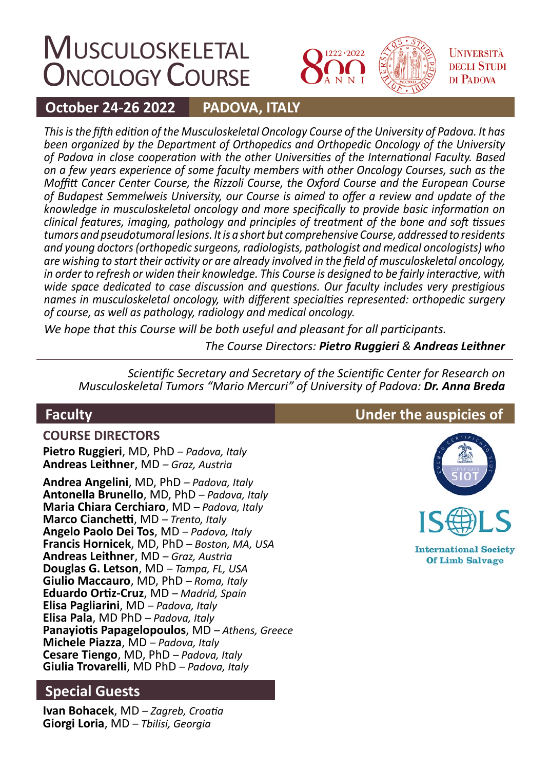# Musculoskeletal Oncology Course

1222 · 2022 800 ANNI

Università degli Studi di Padova

**October 24-26 2022** | **PADOVA, ITALY**

*This is the fifth edition of the Musculoskeletal Oncology Course of the University of Padova. It has been organized by the Department of Orthopedics and Orthopedic Oncology of the University of Padova in close cooperation with the other Universities of the International Faculty. Based on a few years experience of some faculty members with other Oncology Courses, such as the Moffitt Cancer Center Course, the Rizzoli Course, the Oxford Course and the European Course of Budapest Semmelweis University, our Course is aimed to offer a review and update of the knowledge in musculoskeletal oncology and more specifically to provide basic information on clinical features, imaging, pathology and principles of treatment of the bone and soft tissues tumors and pseudotumoral lesions. It is a short but comprehensive Course, addressed to residents and young doctors (orthopedic surgeons, radiologists, pathologist and medical oncologists) who are wishing to start their activity or are already involved in the field of musculoskeletal oncology, in order to refresh or widen their knowledge. This Course is designed to be fairly interactive, with wide space dedicated to case discussion and questions. Our faculty includes very prestigious names in musculoskeletal oncology, with different specialties represented: orthopedic surgery of course, as well as pathology, radiology and medical oncology.*

*We hope that this Course will be both useful and pleasant for all participants.*

*The Course Directors:* ***Pietro Ruggieri*** *&* ***Andreas Leithner***

---

*Scientific Secretary and Secretary of the Scientific Center for Research on Musculoskeletal Tumors "Mario Mercuri" of University of Padova:* ***Dr. Anna Breda***

## Faculty

### COURSE DIRECTORS

**Pietro Ruggieri**, MD, PhD – *Padova, Italy*
**Andreas Leithner**, MD – *Graz, Austria*

**Andrea Angelini**, MD, PhD – *Padova, Italy*
**Antonella Brunello**, MD, PhD – *Padova, Italy*
**Maria Chiara Cerchiaro**, MD – *Padova, Italy*
**Marco Cianchetti**, MD – *Trento, Italy*
**Angelo Paolo Dei Tos**, MD – *Padova, Italy*
**Francis Hornicek**, MD, PhD – *Boston, MA, USA*
**Andreas Leithner**, MD – *Graz, Austria*
**Douglas G. Letson**, MD – *Tampa, FL, USA*
**Giulio Maccauro**, MD, PhD – *Roma, Italy*
**Eduardo Ortiz-Cruz**, MD – *Madrid, Spain*
**Elisa Pagliarini**, MD – *Padova, Italy*
**Elisa Pala**, MD PhD – *Padova, Italy*
**Panayiotis Papagelopoulos**, MD – *Athens, Greece*
**Michele Piazza**, MD – *Padova, Italy*
**Cesare Tiengo**, MD, PhD – *Padova, Italy*
**Giulia Trovarelli**, MD PhD – *Padova, Italy*

## Special Guests

**Ivan Bohacek**, MD – *Zagreb, Croatia*
**Giorgi Loria**, MD – *Tbilisi, Georgia*

## Under the auspices of

Evento Certificato SIOT

ISOLS – International Society Of Limb Salvage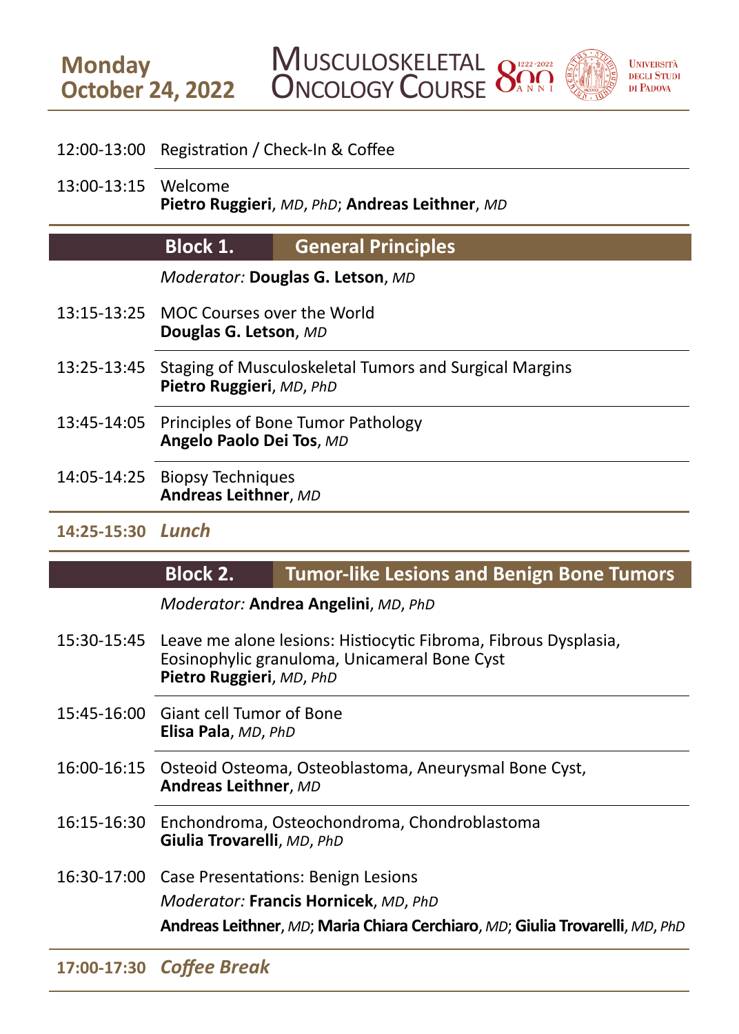## Monday October 24, 2022

**Musculoskeletal Oncology Course** — 800 Anni 1222-2022 — Università degli Studi di Padova

12:00-13:00 Registration / Check-In & Coffee

13:00-13:15 Welcome
**Pietro Ruggieri**, *MD*, *PhD*; **Andreas Leithner**, *MD*

### Block 1. General Principles

*Moderator:* **Douglas G. Letson**, *MD*

13:15-13:25 MOC Courses over the World
**Douglas G. Letson**, *MD*

13:25-13:45 Staging of Musculoskeletal Tumors and Surgical Margins
**Pietro Ruggieri**, *MD*, *PhD*

13:45-14:05 Principles of Bone Tumor Pathology
**Angelo Paolo Dei Tos**, *MD*

14:05-14:25 Biopsy Techniques
**Andreas Leithner**, *MD*

**14:25-15:30** ***Lunch***

### Block 2. Tumor-like Lesions and Benign Bone Tumors

*Moderator:* **Andrea Angelini**, *MD*, *PhD*

15:30-15:45 Leave me alone lesions: Histiocytic Fibroma, Fibrous Dysplasia, Eosinophylic granuloma, Unicameral Bone Cyst
**Pietro Ruggieri**, *MD*, *PhD*

15:45-16:00 Giant cell Tumor of Bone
**Elisa Pala**, *MD*, *PhD*

16:00-16:15 Osteoid Osteoma, Osteoblastoma, Aneurysmal Bone Cyst,
**Andreas Leithner**, *MD*

16:15-16:30 Enchondroma, Osteochondroma, Chondroblastoma
**Giulia Trovarelli**, *MD*, *PhD*

16:30-17:00 Case Presentations: Benign Lesions
*Moderator:* **Francis Hornicek**, *MD*, *PhD*
**Andreas Leithner**, *MD*; **Maria Chiara Cerchiaro**, *MD*; **Giulia Trovarelli**, *MD*, *PhD*

**17:00-17:30** ***Coffee Break***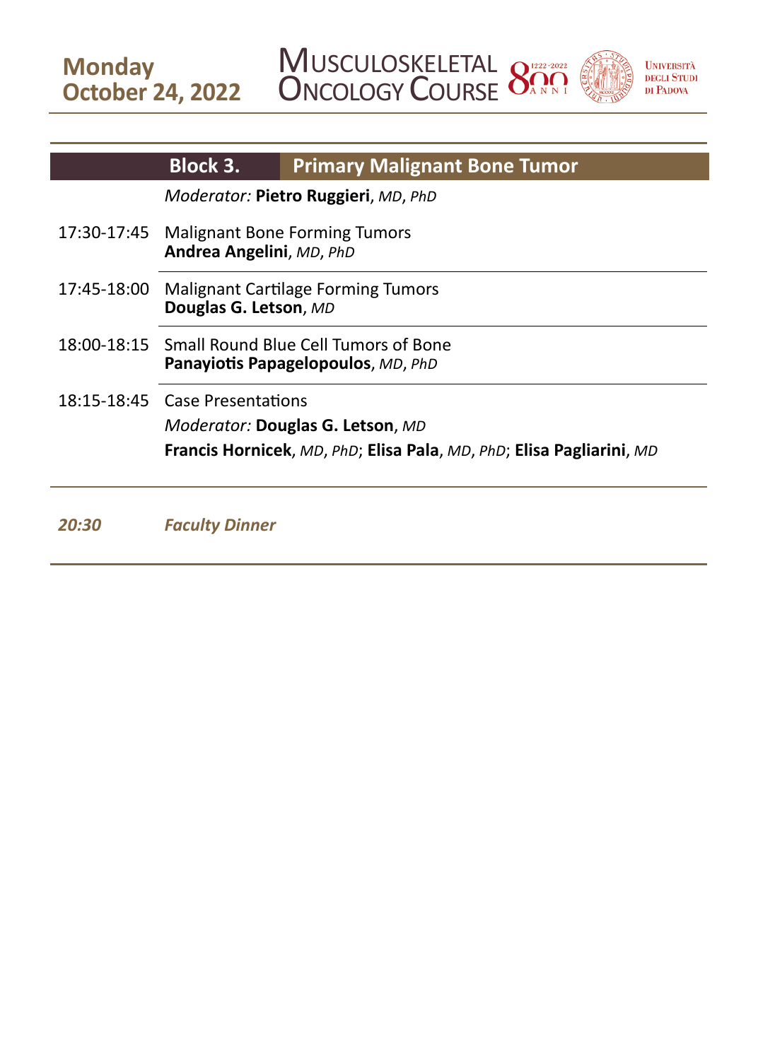**Monday**
**October 24, 2022**

## Block 3. Primary Malignant Bone Tumor

*Moderator:* **Pietro Ruggieri**, *MD*, *PhD*

17:30-17:45 Malignant Bone Forming Tumors
**Andrea Angelini**, *MD*, *PhD*

17:45-18:00 Malignant Cartilage Forming Tumors
**Douglas G. Letson**, *MD*

18:00-18:15 Small Round Blue Cell Tumors of Bone
**Panayiotis Papagelopoulos**, *MD*, *PhD*

18:15-18:45 Case Presentations
*Moderator:* **Douglas G. Letson**, *MD*
**Francis Hornicek**, *MD*, *PhD*; **Elisa Pala**, *MD*, *PhD*; **Elisa Pagliarini**, *MD*

***20:30*** ***Faculty Dinner***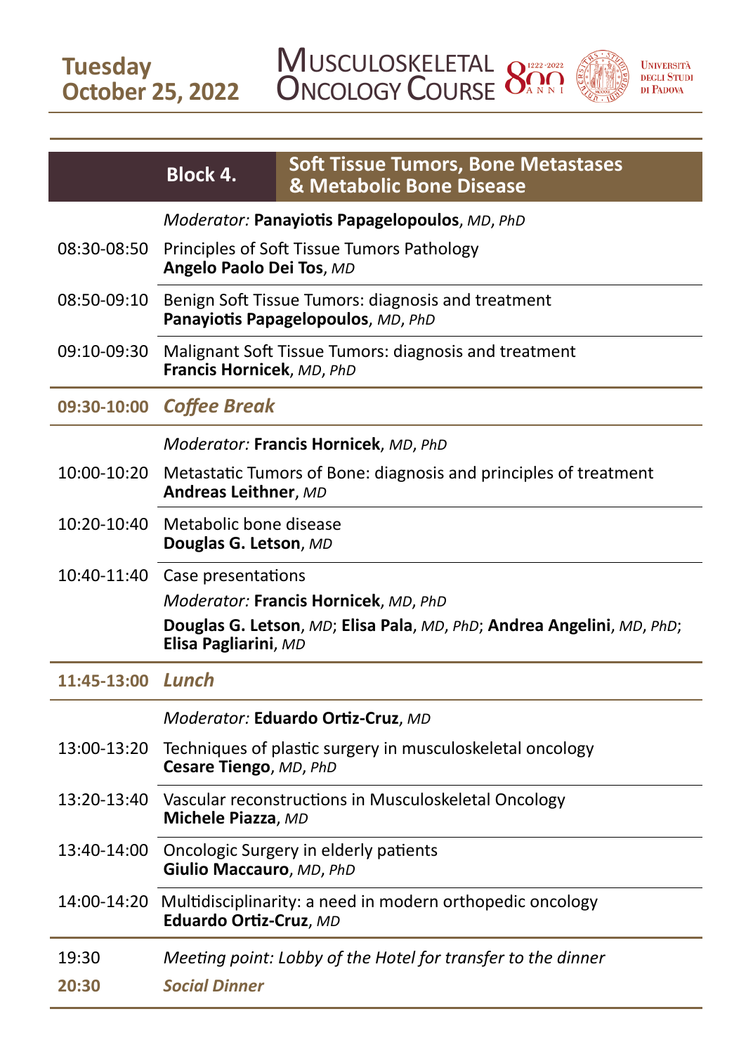**Tuesday**
**October 25, 2022**

# Block 4. Soft Tissue Tumors, Bone Metastases & Metabolic Bone Disease

*Moderator:* **Panayiotis Papagelopoulos**, *MD*, *PhD*

08:30-08:50 Principles of Soft Tissue Tumors Pathology
**Angelo Paolo Dei Tos**, *MD*

08:50-09:10 Benign Soft Tissue Tumors: diagnosis and treatment
**Panayiotis Papagelopoulos**, *MD*, *PhD*

09:10-09:30 Malignant Soft Tissue Tumors: diagnosis and treatment
**Francis Hornicek**, *MD*, *PhD*

**09:30-10:00** ***Coffee Break***

*Moderator:* **Francis Hornicek**, *MD*, *PhD*

10:00-10:20 Metastatic Tumors of Bone: diagnosis and principles of treatment
**Andreas Leithner**, *MD*

10:20-10:40 Metabolic bone disease
**Douglas G. Letson**, *MD*

10:40-11:40 Case presentations
*Moderator:* **Francis Hornicek**, *MD*, *PhD*
**Douglas G. Letson**, *MD*; **Elisa Pala**, *MD*, *PhD*; **Andrea Angelini**, *MD*, *PhD*; **Elisa Pagliarini**, *MD*

**11:45-13:00** ***Lunch***

*Moderator:* **Eduardo Ortiz-Cruz**, *MD*

13:00-13:20 Techniques of plastic surgery in musculoskeletal oncology
**Cesare Tiengo**, *MD*, *PhD*

13:20-13:40 Vascular reconstructions in Musculoskeletal Oncology
**Michele Piazza**, *MD*

13:40-14:00 Oncologic Surgery in elderly patients
**Giulio Maccauro**, *MD*, *PhD*

14:00-14:20 Multidisciplinarity: a need in modern orthopedic oncology
**Eduardo Ortiz-Cruz**, *MD*

19:30 *Meeting point: Lobby of the Hotel for transfer to the dinner*

**20:30** ***Social Dinner***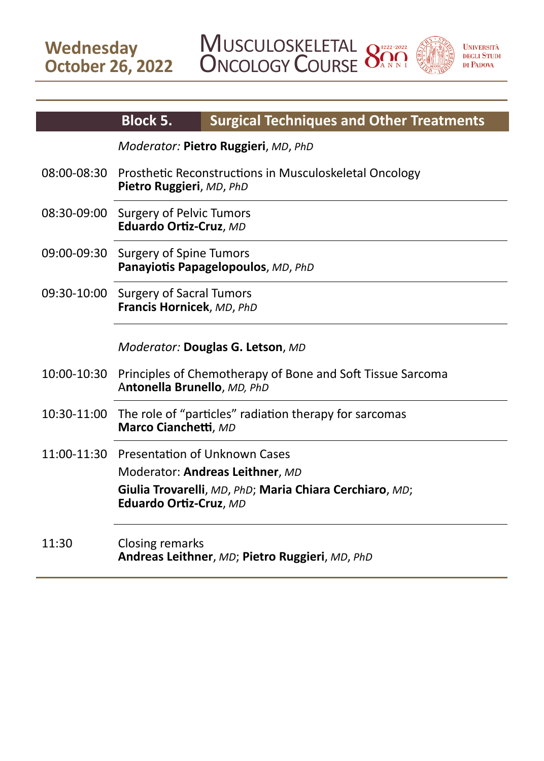**Wednesday**
**October 26, 2022**

## Block 5. Surgical Techniques and Other Treatments

*Moderator:* **Pietro Ruggieri**, *MD*, *PhD*

08:00-08:30 Prosthetic Reconstructions in Musculoskeletal Oncology
**Pietro Ruggieri**, *MD*, *PhD*

08:30-09:00 Surgery of Pelvic Tumors
**Eduardo Ortiz-Cruz**, *MD*

09:00-09:30 Surgery of Spine Tumors
**Panayiotis Papagelopoulos**, *MD*, *PhD*

09:30-10:00 Surgery of Sacral Tumors
**Francis Hornicek**, *MD*, *PhD*

*Moderator:* **Douglas G. Letson**, *MD*

10:00-10:30 Principles of Chemotherapy of Bone and Soft Tissue Sarcoma
**Antonella Brunello**, *MD, PhD*

10:30-11:00 The role of "particles" radiation therapy for sarcomas
**Marco Cianchetti**, *MD*

11:00-11:30 Presentation of Unknown Cases
Moderator: **Andreas Leithner**, *MD*
**Giulia Trovarelli**, *MD*, *PhD*; **Maria Chiara Cerchiaro**, *MD*; **Eduardo Ortiz-Cruz**, *MD*

11:30 Closing remarks
**Andreas Leithner**, *MD*; **Pietro Ruggieri**, *MD*, *PhD*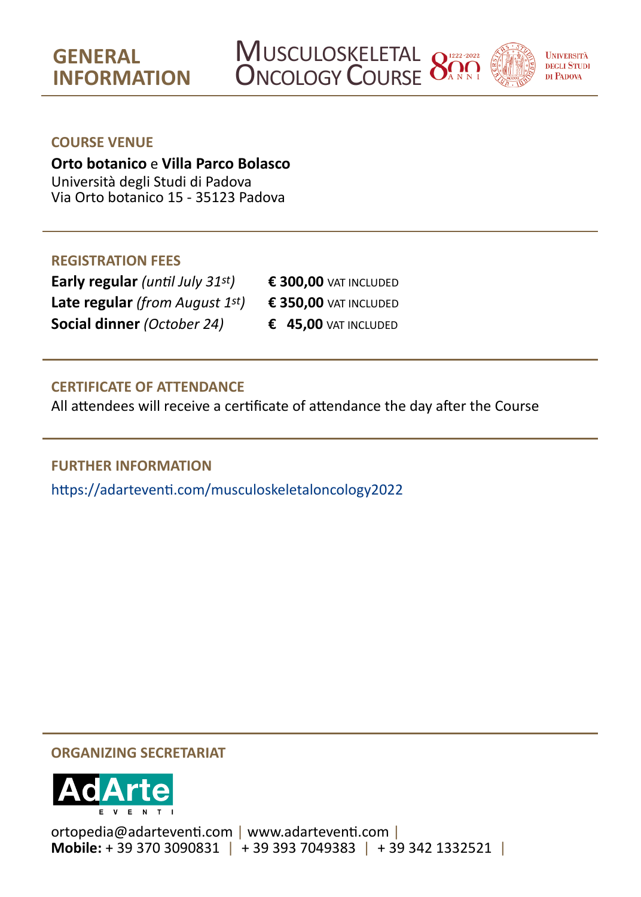# GENERAL INFORMATION

MUSCULOSKELETAL ONCOLOGY COURSE

## COURSE VENUE

**Orto botanico** e **Villa Parco Bolasco**
Università degli Studi di Padova
Via Orto botanico 15 - 35123 Padova

## REGISTRATION FEES

| | |
|---|---|
| **Early regular** *(until July 31st)* | **€ 300,00** VAT INCLUDED |
| **Late regular** *(from August 1st)* | **€ 350,00** VAT INCLUDED |
| **Social dinner** *(October 24)* | **€ 45,00** VAT INCLUDED |

## CERTIFICATE OF ATTENDANCE

All attendees will receive a certificate of attendance the day after the Course

## FURTHER INFORMATION

https://adarteventi.com/musculoskeletaloncology2022

## ORGANIZING SECRETARIAT

AdArte EVENTI

ortopedia@adarteventi.com | www.adarteventi.com |
**Mobile:** + 39 370 3090831 | + 39 393 7049383 | + 39 342 1332521 |